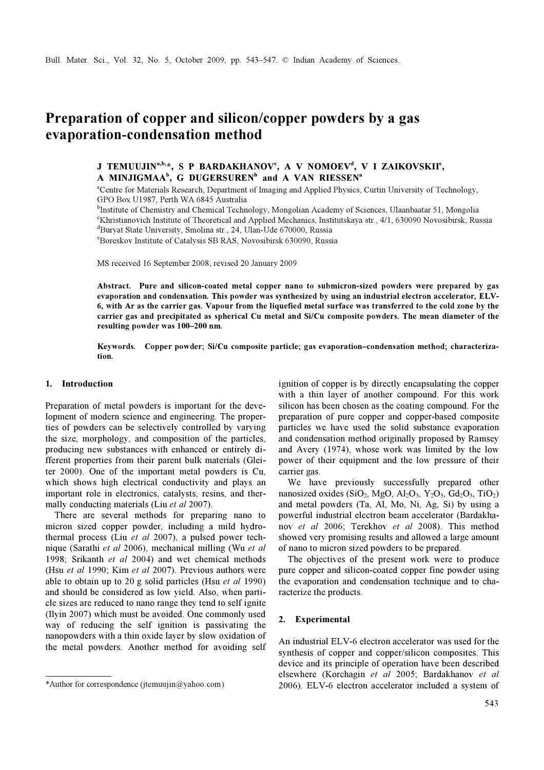# Preparation of copper and silicon/copper powders by a gas evaporation-condensation method

**J TEMUUJIN[a,b,*], S P BARDAKHANOV[c], A V NOMOEV[d], V I ZAIKOVSKII[e], A MINJIGMAA[b], G DUGERSUREN[b] and A VAN RIESSEN[a]**

[a]Centre for Materials Research, Department of Imaging and Applied Physics, Curtin University of Technology, GPO Box U1987, Perth WA 6845 Australia

[b]Institute of Chemistry and Chemical Technology, Mongolian Academy of Sciences, Ulaanbaatar 51, Mongolia

[c]Khristianovich Institute of Theoretical and Applied Mechanics, Institutskaya str., 4/1, 630090 Novosibirsk, Russia

[d]Buryat State University, Smolina str., 24, Ulan-Ude 670000, Russia

[e]Boreskov Institute of Catalysis SB RAS, Novosibirsk 630090, Russia

MS received 16 September 2008; revised 20 January 2009

**Abstract.** Pure and silicon-coated metal copper nano to submicron-sized powders were prepared by gas evaporation and condensation. This powder was synthesized by using an industrial electron accelerator, ELV-6, with Ar as the carrier gas. Vapour from the liquefied metal surface was transferred to the cold zone by the carrier gas and precipitated as spherical Cu metal and Si/Cu composite powders. The mean diameter of the resulting powder was 100–200 nm.

**Keywords.** Copper powder; Si/Cu composite particle; gas evaporation–condensation method; characterization.

## 1. Introduction

Preparation of metal powders is important for the development of modern science and engineering. The properties of powders can be selectively controlled by varying the size, morphology, and composition of the particles, producing new substances with enhanced or entirely different properties from their parent bulk materials (Gleiter 2000). One of the important metal powders is Cu, which shows high electrical conductivity and plays an important role in electronics, catalysts, resins, and thermally conducting materials (Liu *et al* 2007).

There are several methods for preparing nano to micron sized copper powder, including a mild hydrothermal process (Liu *et al* 2007), a pulsed power technique (Sarathi *et al* 2006), mechanical milling (Wu *et al* 1998; Srikanth *et al* 2004) and wet chemical methods (Hsu *et al* 1990; Kim *et al* 2007). Previous authors were able to obtain up to 20 g solid particles (Hsu *et al* 1990) and should be considered as low yield. Also, when particle sizes are reduced to nano range they tend to self ignite (Ilyin 2007) which must be avoided. One commonly used way of reducing the self ignition is passivating the nanopowders with a thin oxide layer by slow oxidation of the metal powders. Another method for avoiding self ignition of copper is by directly encapsulating the copper with a thin layer of another compound. For this work silicon has been chosen as the coating compound. For the preparation of pure copper and copper-based composite particles we have used the solid substance evaporation and condensation method originally proposed by Ramsey and Avery (1974), whose work was limited by the low power of their equipment and the low pressure of their carrier gas.

We have previously successfully prepared other nanosized oxides ($SiO_2$, MgO, $Al_2O_3$, $Y_2O_3$, $Gd_2O_3$, $TiO_2$) and metal powders (Ta, Al, Mo, Ni, Ag, Si) by using a powerful industrial electron beam accelerator (Bardakhanov *et al* 2006; Terekhov *et al* 2008). This method showed very promising results and allowed a large amount of nano to micron sized powders to be prepared.

The objectives of the present work were to produce pure copper and silicon-coated copper fine powder using the evaporation and condensation technique and to characterize the products.

## 2. Experimental

An industrial ELV-6 electron accelerator was used for the synthesis of copper and copper/silicon composites. This device and its principle of operation have been described elsewhere (Korchagin *et al* 2005; Bardakhanov *et al* 2006). ELV-6 electron accelerator included a system of

*Author for correspondence (jtemuujin@yahoo.com)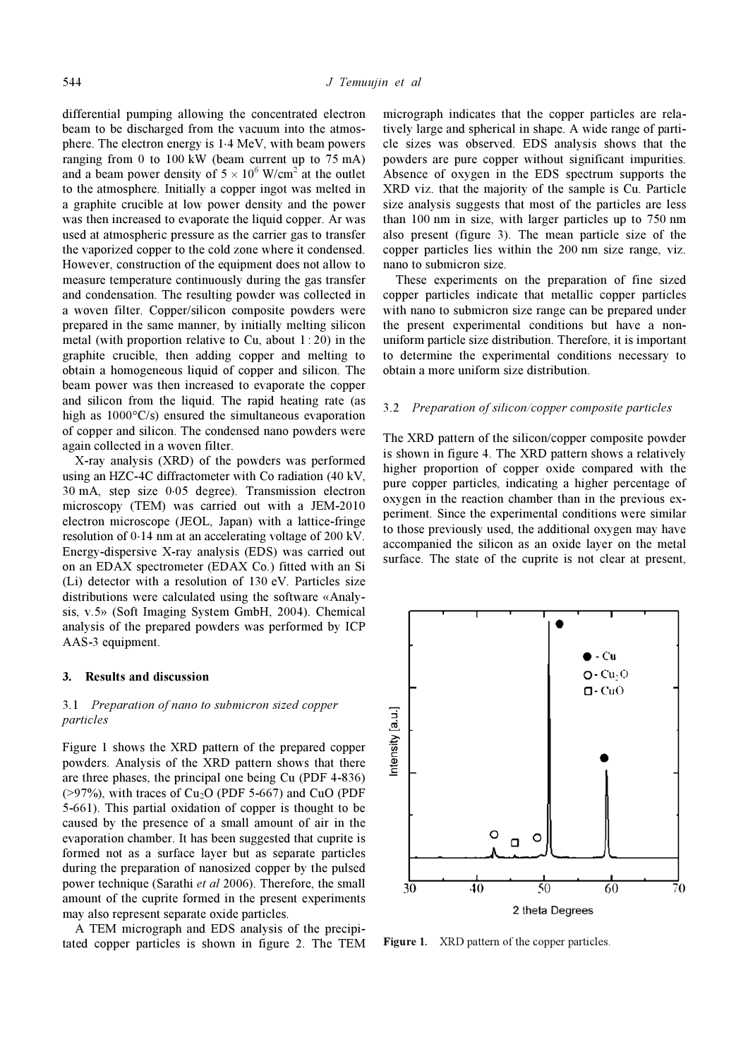differential pumping allowing the concentrated electron beam to be discharged from the vacuum into the atmosphere. The electron energy is 1·4 MeV, with beam powers ranging from 0 to 100 kW (beam current up to 75 mA) and a beam power density of $5 \times 10^6$ W/cm$^2$ at the outlet to the atmosphere. Initially a copper ingot was melted in a graphite crucible at low power density and the power was then increased to evaporate the liquid copper. Ar was used at atmospheric pressure as the carrier gas to transfer the vaporized copper to the cold zone where it condensed. However, construction of the equipment does not allow to measure temperature continuously during the gas transfer and condensation. The resulting powder was collected in a woven filter. Copper/silicon composite powders were prepared in the same manner, by initially melting silicon metal (with proportion relative to Cu, about 1 : 20) in the graphite crucible, then adding copper and melting to obtain a homogeneous liquid of copper and silicon. The beam power was then increased to evaporate the copper and silicon from the liquid. The rapid heating rate (as high as 1000°C/s) ensured the simultaneous evaporation of copper and silicon. The condensed nano powders were again collected in a woven filter.

X-ray analysis (XRD) of the powders was performed using an HZC-4C diffractometer with Co radiation (40 kV, 30 mA, step size 0·05 degree). Transmission electron microscopy (TEM) was carried out with a JEM-2010 electron microscope (JEOL, Japan) with a lattice-fringe resolution of 0·14 nm at an accelerating voltage of 200 kV. Energy-dispersive X-ray analysis (EDS) was carried out on an EDAX spectrometer (EDAX Co.) fitted with an Si (Li) detector with a resolution of 130 eV. Particles size distributions were calculated using the software «Analysis, v.5» (Soft Imaging System GmbH, 2004). Chemical analysis of the prepared powders was performed by ICP AAS-3 equipment.

## 3. Results and discussion

### 3.1 *Preparation of nano to submicron sized copper particles*

Figure 1 shows the XRD pattern of the prepared copper powders. Analysis of the XRD pattern shows that there are three phases, the principal one being Cu (PDF 4-836) (>97%), with traces of $Cu_2O$ (PDF 5-667) and CuO (PDF 5-661). This partial oxidation of copper is thought to be caused by the presence of a small amount of air in the evaporation chamber. It has been suggested that cuprite is formed not as a surface layer but as separate particles during the preparation of nanosized copper by the pulsed power technique (Sarathi *et al* 2006). Therefore, the small amount of the cuprite formed in the present experiments may also represent separate oxide particles.

A TEM micrograph and EDS analysis of the precipitated copper particles is shown in figure 2. The TEM micrograph indicates that the copper particles are relatively large and spherical in shape. A wide range of particle sizes was observed. EDS analysis shows that the powders are pure copper without significant impurities. Absence of oxygen in the EDS spectrum supports the XRD viz. that the majority of the sample is Cu. Particle size analysis suggests that most of the particles are less than 100 nm in size, with larger particles up to 750 nm also present (figure 3). The mean particle size of the copper particles lies within the 200 nm size range, viz. nano to submicron size.

These experiments on the preparation of fine sized copper particles indicate that metallic copper particles with nano to submicron size range can be prepared under the present experimental conditions but have a non-uniform particle size distribution. Therefore, it is important to determine the experimental conditions necessary to obtain a more uniform size distribution.

### 3.2 *Preparation of silicon/copper composite particles*

The XRD pattern of the silicon/copper composite powder is shown in figure 4. The XRD pattern shows a relatively higher proportion of copper oxide compared with the pure copper particles, indicating a higher percentage of oxygen in the reaction chamber than in the previous experiment. Since the experimental conditions were similar to those previously used, the additional oxygen may have accompanied the silicon as an oxide layer on the metal surface. The state of the cuprite is not clear at present,

**Figure 1.** XRD pattern of the copper particles.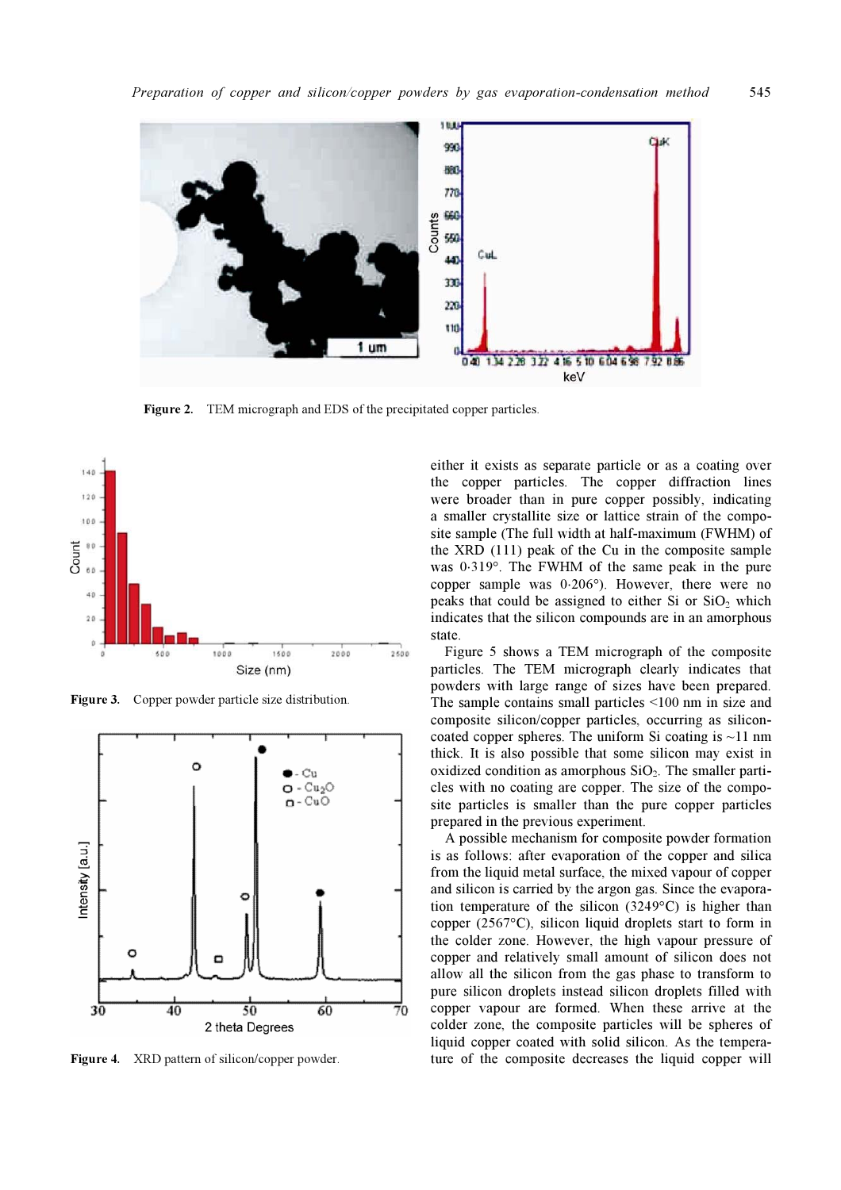Figure 2. TEM micrograph and EDS of the precipitated copper particles.

Figure 3. Copper powder particle size distribution.

Figure 4. XRD pattern of silicon/copper powder.

either it exists as separate particle or as a coating over the copper particles. The copper diffraction lines were broader than in pure copper possibly, indicating a smaller crystallite size or lattice strain of the composite sample (The full width at half-maximum (FWHM) of the XRD (111) peak of the Cu in the composite sample was 0·319°. The FWHM of the same peak in the pure copper sample was 0·206°). However, there were no peaks that could be assigned to either Si or $SiO_2$ which indicates that the silicon compounds are in an amorphous state.

Figure 5 shows a TEM micrograph of the composite particles. The TEM micrograph clearly indicates that powders with large range of sizes have been prepared. The sample contains small particles <100 nm in size and composite silicon/copper particles, occurring as silicon-coated copper spheres. The uniform Si coating is ~11 nm thick. It is also possible that some silicon may exist in oxidized condition as amorphous $SiO_2$. The smaller particles with no coating are copper. The size of the composite particles is smaller than the pure copper particles prepared in the previous experiment.

A possible mechanism for composite powder formation is as follows: after evaporation of the copper and silica from the liquid metal surface, the mixed vapour of copper and silicon is carried by the argon gas. Since the evaporation temperature of the silicon (3249°C) is higher than copper (2567°C), silicon liquid droplets start to form in the colder zone. However, the high vapour pressure of copper and relatively small amount of silicon does not allow all the silicon from the gas phase to transform to pure silicon droplets instead silicon droplets filled with copper vapour are formed. When these arrive at the colder zone, the composite particles will be spheres of liquid copper coated with solid silicon. As the temperature of the composite decreases the liquid copper will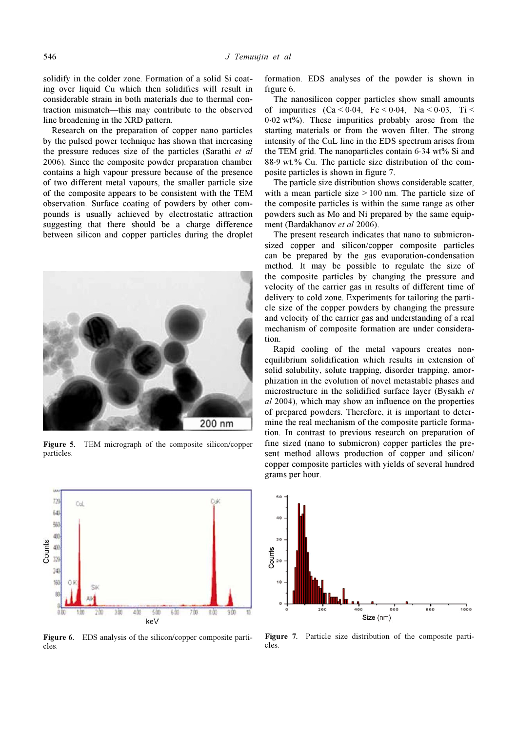solidify in the colder zone. Formation of a solid Si coating over liquid Cu which then solidifies will result in considerable strain in both materials due to thermal contraction mismatch—this may contribute to the observed line broadening in the XRD pattern.

Research on the preparation of copper nano particles by the pulsed power technique has shown that increasing the pressure reduces size of the particles (Sarathi *et al* 2006). Since the composite powder preparation chamber contains a high vapour pressure because of the presence of two different metal vapours, the smaller particle size of the composite appears to be consistent with the TEM observation. Surface coating of powders by other compounds is usually achieved by electrostatic attraction suggesting that there should be a charge difference between silicon and copper particles during the droplet formation. EDS analyses of the powder is shown in figure 6.

**Figure 5.** TEM micrograph of the composite silicon/copper particles.

The nanosilicon copper particles show small amounts of impurities (Ca < 0·04, Fe < 0·04, Na < 0·03, Ti < 0·02 wt%). These impurities probably arose from the starting materials or from the woven filter. The strong intensity of the CuL line in the EDS spectrum arises from the TEM grid. The nanoparticles contain 6·34 wt% Si and 88·9 wt.% Cu. The particle size distribution of the composite particles is shown in figure 7.

The particle size distribution shows considerable scatter, with a mean particle size > 100 nm. The particle size of the composite particles is within the same range as other powders such as Mo and Ni prepared by the same equipment (Bardakhanov *et al* 2006).

The present research indicates that nano to submicron-sized copper and silicon/copper composite particles can be prepared by the gas evaporation-condensation method. It may be possible to regulate the size of the composite particles by changing the pressure and velocity of the carrier gas in results of different time of delivery to cold zone. Experiments for tailoring the particle size of the copper powders by changing the pressure and velocity of the carrier gas and understanding of a real mechanism of composite formation are under consideration.

Rapid cooling of the metal vapours creates non-equilibrium solidification which results in extension of solid solubility, solute trapping, disorder trapping, amorphization in the evolution of novel metastable phases and microstructure in the solidified surface layer (Bysakh *et al* 2004), which may show an influence on the properties of prepared powders. Therefore, it is important to determine the real mechanism of the composite particle formation. In contrast to previous research on preparation of fine sized (nano to submicron) copper particles the present method allows production of copper and silicon/copper composite particles with yields of several hundred grams per hour.

**Figure 6.** EDS analysis of the silicon/copper composite particles.

**Figure 7.** Particle size distribution of the composite particles.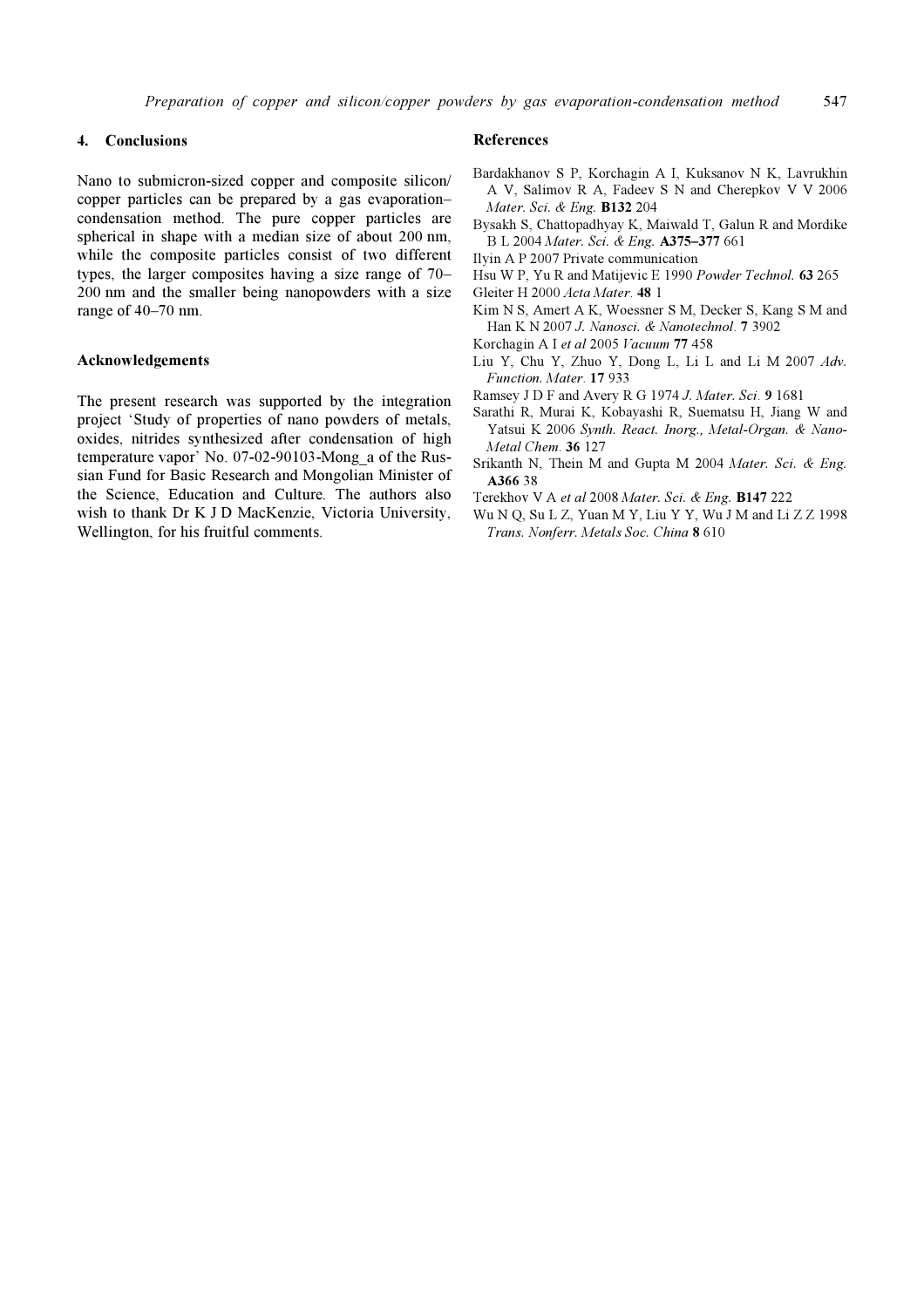## 4. Conclusions

Nano to submicron-sized copper and composite silicon/copper particles can be prepared by a gas evaporation–condensation method. The pure copper particles are spherical in shape with a median size of about 200 nm, while the composite particles consist of two different types, the larger composites having a size range of 70–200 nm and the smaller being nanopowders with a size range of 40–70 nm.

## Acknowledgements

The present research was supported by the integration project 'Study of properties of nano powders of metals, oxides, nitrides synthesized after condensation of high temperature vapor' No. 07-02-90103-Mong_a of the Russian Fund for Basic Research and Mongolian Minister of the Science, Education and Culture. The authors also wish to thank Dr K J D MacKenzie, Victoria University, Wellington, for his fruitful comments.

## References

Bardakhanov S P, Korchagin A I, Kuksanov N K, Lavrukhin A V, Salimov R A, Fadeev S N and Cherepkov V V 2006 *Mater. Sci. & Eng.* **B132** 204

Bysakh S, Chattopadhyay K, Maiwald T, Galun R and Mordike B L 2004 *Mater. Sci. & Eng.* **A375–377** 661

Ilyin A P 2007 Private communication

Hsu W P, Yu R and Matijevic E 1990 *Powder Technol.* **63** 265

Gleiter H 2000 *Acta Mater.* **48** 1

Kim N S, Amert A K, Woessner S M, Decker S, Kang S M and Han K N 2007 *J. Nanosci. & Nanotechnol.* **7** 3902

Korchagin A I *et al* 2005 *Vacuum* **77** 458

Liu Y, Chu Y, Zhuo Y, Dong L, Li L and Li M 2007 *Adv. Function. Mater.* **17** 933

Ramsey J D F and Avery R G 1974 *J. Mater. Sci.* **9** 1681

Sarathi R, Murai K, Kobayashi R, Suematsu H, Jiang W and Yatsui K 2006 *Synth. React. Inorg., Metal-Organ. & Nano-Metal Chem.* **36** 127

Srikanth N, Thein M and Gupta M 2004 *Mater. Sci. & Eng.* **A366** 38

Terekhov V A *et al* 2008 *Mater. Sci. & Eng.* **B147** 222

Wu N Q, Su L Z, Yuan M Y, Liu Y Y, Wu J M and Li Z Z 1998 *Trans. Nonferr. Metals Soc. China* **8** 610